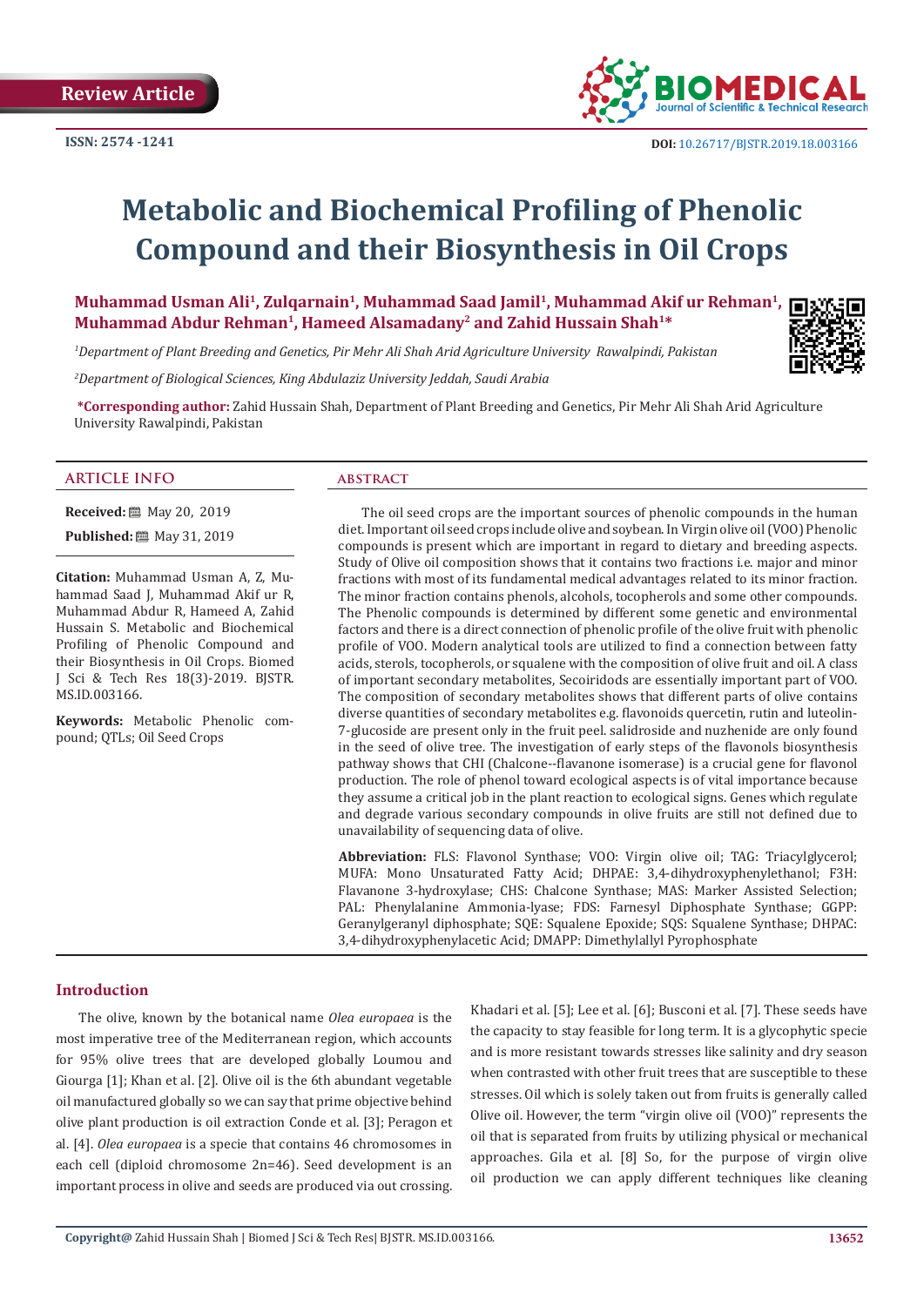Review Article

ISSN: 2574 -1241

DOI: 10.26717/BJSTR.2019.18.003166

# Metabolic and Biochemical Profiling of Phenolic Compound and their Biosynthesis in Oil Crops

**Muhammad Usman Ali[1], Zulqarnain[1], Muhammad Saad Jamil[1], Muhammad Akif ur Rehman[1], Muhammad Abdur Rehman[1], Hameed Alsamadany[2] and Zahid Hussain Shah[1]***

*[1]Department of Plant Breeding and Genetics, Pir Mehr Ali Shah Arid Agriculture University Rawalpindi, Pakistan*

*[2]Department of Biological Sciences, King Abdulaziz University Jeddah, Saudi Arabia*

**\*Corresponding author:** Zahid Hussain Shah, Department of Plant Breeding and Genetics, Pir Mehr Ali Shah Arid Agriculture University Rawalpindi, Pakistan

## ARTICLE INFO

**Received:** May 20, 2019

**Published:** May 31, 2019

**Citation:** Muhammad Usman A, Z, Muhammad Saad J, Muhammad Akif ur R, Muhammad Abdur R, Hameed A, Zahid Hussain S. Metabolic and Biochemical Profiling of Phenolic Compound and their Biosynthesis in Oil Crops. Biomed J Sci & Tech Res 18(3)-2019. BJSTR. MS.ID.003166.

**Keywords:** Metabolic Phenolic compound; QTLs; Oil Seed Crops

## ABSTRACT

The oil seed crops are the important sources of phenolic compounds in the human diet. Important oil seed crops include olive and soybean. In Virgin olive oil (VOO) Phenolic compounds is present which are important in regard to dietary and breeding aspects. Study of Olive oil composition shows that it contains two fractions i.e. major and minor fractions with most of its fundamental medical advantages related to its minor fraction. The minor fraction contains phenols, alcohols, tocopherols and some other compounds. The Phenolic compounds is determined by different some genetic and environmental factors and there is a direct connection of phenolic profile of the olive fruit with phenolic profile of VOO. Modern analytical tools are utilized to find a connection between fatty acids, sterols, tocopherols, or squalene with the composition of olive fruit and oil. A class of important secondary metabolites, Secoiridods are essentially important part of VOO. The composition of secondary metabolites shows that different parts of olive contains diverse quantities of secondary metabolites e.g. flavonoids quercetin, rutin and luteolin-7-glucoside are present only in the fruit peel. salidroside and nuzhenide are only found in the seed of olive tree. The investigation of early steps of the flavonols biosynthesis pathway shows that CHI (Chalcone--flavanone isomerase) is a crucial gene for flavonol production. The role of phenol toward ecological aspects is of vital importance because they assume a critical job in the plant reaction to ecological signs. Genes which regulate and degrade various secondary compounds in olive fruits are still not defined due to unavailability of sequencing data of olive.

**Abbreviation:** FLS: Flavonol Synthase; VOO: Virgin olive oil; TAG: Triacylglycerol; MUFA: Mono Unsaturated Fatty Acid; DHPAE: 3,4-dihydroxyphenylethanol; F3H: Flavanone 3-hydroxylase; CHS: Chalcone Synthase; MAS: Marker Assisted Selection; PAL: Phenylalanine Ammonia-lyase; FDS: Farnesyl Diphosphate Synthase; GGPP: Geranylgeranyl diphosphate; SQE: Squalene Epoxide; SQS: Squalene Synthase; DHPAC: 3,4-dihydroxyphenylacetic Acid; DMAPP: Dimethylallyl Pyrophosphate

## Introduction

The olive, known by the botanical name *Olea europaea* is the most imperative tree of the Mediterranean region, which accounts for 95% olive trees that are developed globally Loumou and Giourga [1]; Khan et al. [2]. Olive oil is the 6th abundant vegetable oil manufactured globally so we can say that prime objective behind olive plant production is oil extraction Conde et al. [3]; Peragon et al. [4]. *Olea europaea* is a specie that contains 46 chromosomes in each cell (diploid chromosome 2n=46). Seed development is an important process in olive and seeds are produced via out crossing. Khadari et al. [5]; Lee et al. [6]; Busconi et al. [7]. These seeds have the capacity to stay feasible for long term. It is a glycophytic specie and is more resistant towards stresses like salinity and dry season when contrasted with other fruit trees that are susceptible to these stresses. Oil which is solely taken out from fruits is generally called Olive oil. However, the term "virgin olive oil (VOO)" represents the oil that is separated from fruits by utilizing physical or mechanical approaches. Gila et al. [8] So, for the purpose of virgin olive oil production we can apply different techniques like cleaning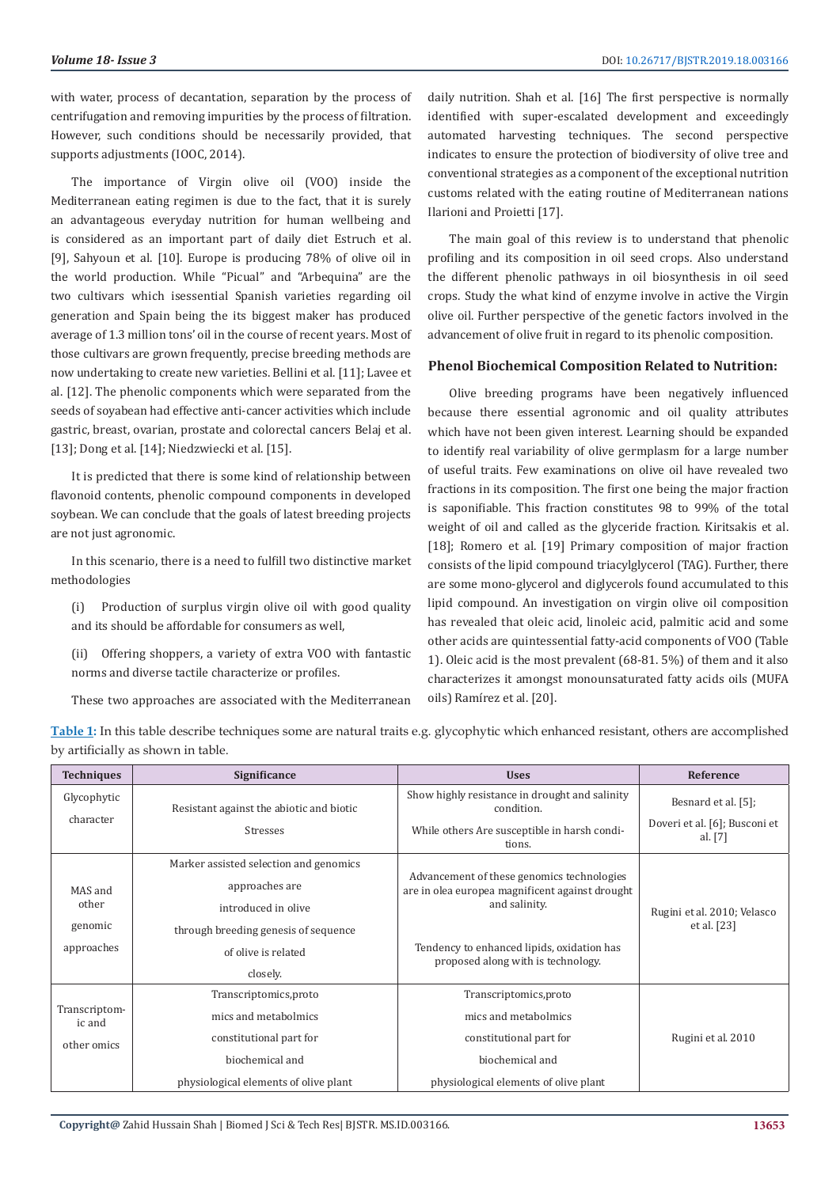with water, process of decantation, separation by the process of centrifugation and removing impurities by the process of filtration. However, such conditions should be necessarily provided, that supports adjustments (IOOC, 2014).

The importance of Virgin olive oil (VOO) inside the Mediterranean eating regimen is due to the fact, that it is surely an advantageous everyday nutrition for human wellbeing and is considered as an important part of daily diet Estruch et al. [9], Sahyoun et al. [10]. Europe is producing 78% of olive oil in the world production. While "Picual" and "Arbequina" are the two cultivars which isessential Spanish varieties regarding oil generation and Spain being the its biggest maker has produced average of 1.3 million tons' oil in the course of recent years. Most of those cultivars are grown frequently, precise breeding methods are now undertaking to create new varieties. Bellini et al. [11]; Lavee et al. [12]. The phenolic components which were separated from the seeds of soyabean had effective anti-cancer activities which include gastric, breast, ovarian, prostate and colorectal cancers Belaj et al. [13]; Dong et al. [14]; Niedzwiecki et al. [15].

It is predicted that there is some kind of relationship between flavonoid contents, phenolic compound components in developed soybean. We can conclude that the goals of latest breeding projects are not just agronomic.

In this scenario, there is a need to fulfill two distinctive market methodologies

(i) Production of surplus virgin olive oil with good quality and its should be affordable for consumers as well,

(ii) Offering shoppers, a variety of extra VOO with fantastic norms and diverse tactile characterize or profiles.

These two approaches are associated with the Mediterranean daily nutrition. Shah et al. [16] The first perspective is normally identified with super-escalated development and exceedingly automated harvesting techniques. The second perspective indicates to ensure the protection of biodiversity of olive tree and conventional strategies as a component of the exceptional nutrition customs related with the eating routine of Mediterranean nations Ilarioni and Proietti [17].

The main goal of this review is to understand that phenolic profiling and its composition in oil seed crops. Also understand the different phenolic pathways in oil biosynthesis in oil seed crops. Study the what kind of enzyme involve in active the Virgin olive oil. Further perspective of the genetic factors involved in the advancement of olive fruit in regard to its phenolic composition.

## Phenol Biochemical Composition Related to Nutrition:

Olive breeding programs have been negatively influenced because there essential agronomic and oil quality attributes which have not been given interest. Learning should be expanded to identify real variability of olive germplasm for a large number of useful traits. Few examinations on olive oil have revealed two fractions in its composition. The first one being the major fraction is saponifiable. This fraction constitutes 98 to 99% of the total weight of oil and called as the glyceride fraction. Kiritsakis et al. [18]; Romero et al. [19] Primary composition of major fraction consists of the lipid compound triacylglycerol (TAG). Further, there are some mono-glycerol and diglycerols found accumulated to this lipid compound. An investigation on virgin olive oil composition has revealed that oleic acid, linoleic acid, palmitic acid and some other acids are quintessential fatty-acid components of VOO (Table 1). Oleic acid is the most prevalent (68-81. 5%) of them and it also characterizes it amongst monounsaturated fatty acids oils (MUFA oils) Ramírez et al. [20].

**Table 1:** In this table describe techniques some are natural traits e.g. glycophytic which enhanced resistant, others are accomplished by artificially as shown in table.

| Techniques | Significance | Uses | Reference |
|---|---|---|---|
| Glycophytic character | Resistant against the abiotic and biotic Stresses | Show highly resistance in drought and salinity condition. While others Are susceptible in harsh conditions. | Besnard et al. [5]; Doveri et al. [6]; Busconi et al. [7] |
| MAS and other genomic approaches | Marker assisted selection and genomics approaches are introduced in olive through breeding genesis of sequence of olive is related closely. | Advancement of these genomics technologies are in olea europea magnificent against drought and salinity. Tendency to enhanced lipids, oxidation has proposed along with is technology. | Rugini et al. 2010; Velasco et al. [23] |
| Transcriptomic and other omics | Transcriptomics,proto mics and metabolmics constitutional part for biochemical and physiological elements of olive plant | Transcriptomics,proto mics and metabolmics constitutional part for biochemical and physiological elements of olive plant | Rugini et al. 2010 |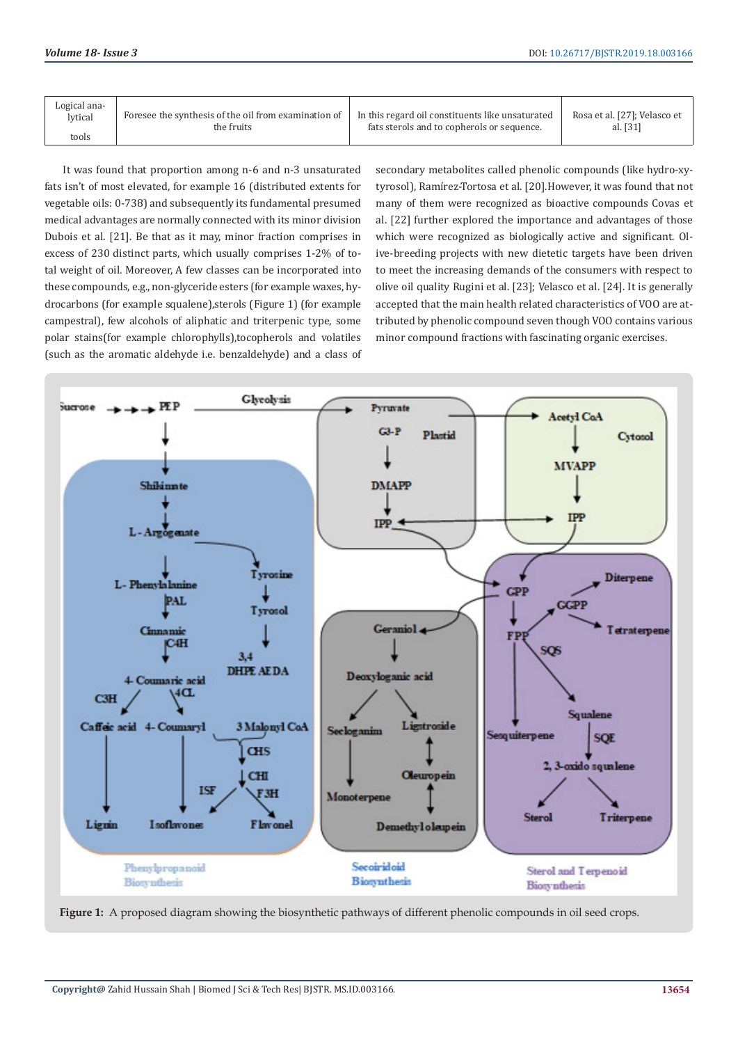| | | | |
|---|---|---|---|
| Logical analytical tools | Foresee the synthesis of the oil from examination of the fruits | In this regard oil constituents like unsaturated fats sterols and to copherols or sequence. | Rosa et al. [27]; Velasco et al. [31] |

It was found that proportion among n-6 and n-3 unsaturated fats isn't of most elevated, for example 16 (distributed extents for vegetable oils: 0-738) and subsequently its fundamental presumed medical advantages are normally connected with its minor division Dubois et al. [21]. Be that as it may, minor fraction comprises in excess of 230 distinct parts, which usually comprises 1-2% of total weight of oil. Moreover, A few classes can be incorporated into these compounds, e.g., non-glyceride esters (for example waxes, hydrocarbons (for example squalene),sterols (Figure 1) (for example campestral), few alcohols of aliphatic and triterpenic type, some polar stains(for example chlorophylls),tocopherols and volatiles (such as the aromatic aldehyde i.e. benzaldehyde) and a class of secondary metabolites called phenolic compounds (like hydro-xytyrosol), Ramírez-Tortosa et al. [20].However, it was found that not many of them were recognized as bioactive compounds Covas et al. [22] further explored the importance and advantages of those which were recognized as biologically active and significant. Olive-breeding projects with new dietetic targets have been driven to meet the increasing demands of the consumers with respect to olive oil quality Rugini et al. [23]; Velasco et al. [24]. It is generally accepted that the main health related characteristics of VOO are attributed by phenolic compound seven though VOO contains various minor compound fractions with fascinating organic exercises.

Sucrose
PEP
Glycolysis
Pyruvate
G3-P
Plastid
DMAPP
IPP
Acetyl CoA
Cytosol
MVAPP
IPP
Shikimate
L-Argogenate
L-Phenylalanine
PAL
Tyrosine
Tyrosol
Cinnamic
C4H
3,4
DHPE AEDA
4-Coumaric acid
C3H
4CL
Caffeic acid
4-Coumaryl
3 Malonyl CoA
CHS
CHI
ISF
F3H
Lignin
Isoflavones
Flavonel
Geraniol
Deoxyloganic acid
Secloganim
Ligstroside
Oleuropein
Monoterpene
Demethyloleupein
GPP
Diterpene
GGPP
Tetraterpene
FPP
SQS
Squalene
Sesquiterpene
SQE
2, 3-oxido squalene
Sterol
Triterpene
Phenylpropanoid Biosynthesis
Secoiridoid Biosynthesis
Sterol and Terpenoid Biosynthesis

**Figure 1:** A proposed diagram showing the biosynthetic pathways of different phenolic compounds in oil seed crops.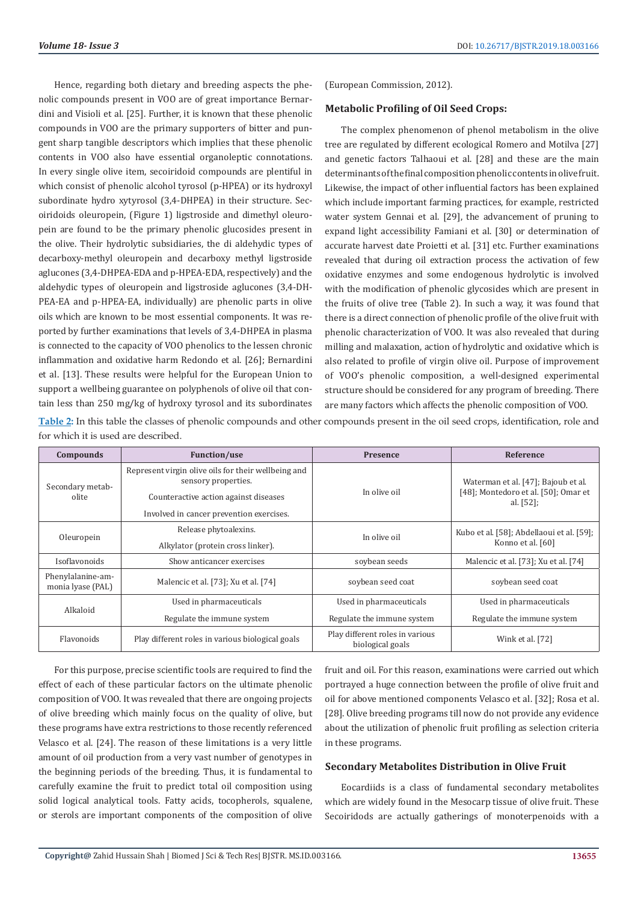Hence, regarding both dietary and breeding aspects the phenolic compounds present in VOO are of great importance Bernardini and Visioli et al. [25]. Further, it is known that these phenolic compounds in VOO are the primary supporters of bitter and pungent sharp tangible descriptors which implies that these phenolic contents in VOO also have essential organoleptic connotations. In every single olive item, secoiridoid compounds are plentiful in which consist of phenolic alcohol tyrosol (p-HPEA) or its hydroxyl subordinate hydro xytyrosol (3,4-DHPEA) in their structure. Secoiridoids oleuropein, (Figure 1) ligstroside and dimethyl oleuropein are found to be the primary phenolic glucosides present in the olive. Their hydrolytic subsidiaries, the di aldehydic types of decarboxy-methyl oleuropein and decarboxy methyl ligstroside aglucones (3,4-DHPEA-EDA and p-HPEA-EDA, respectively) and the aldehydic types of oleuropein and ligstroside aglucones (3,4-DHPEA-EA and p-HPEA-EA, individually) are phenolic parts in olive oils which are known to be most essential components. It was reported by further examinations that levels of 3,4-DHPEA in plasma is connected to the capacity of VOO phenolics to the lessen chronic inflammation and oxidative harm Redondo et al. [26]; Bernardini et al. [13]. These results were helpful for the European Union to support a wellbeing guarantee on polyphenols of olive oil that contain less than 250 mg/kg of hydroxy tyrosol and its subordinates (European Commission, 2012).

## Metabolic Profiling of Oil Seed Crops:

The complex phenomenon of phenol metabolism in the olive tree are regulated by different ecological Romero and Motilva [27] and genetic factors Talhaoui et al. [28] and these are the main determinants of the final composition phenolic contents in olive fruit. Likewise, the impact of other influential factors has been explained which include important farming practices, for example, restricted water system Gennai et al. [29], the advancement of pruning to expand light accessibility Famiani et al. [30] or determination of accurate harvest date Proietti et al. [31] etc. Further examinations revealed that during oil extraction process the activation of few oxidative enzymes and some endogenous hydrolytic is involved with the modification of phenolic glycosides which are present in the fruits of olive tree (Table 2). In such a way, it was found that there is a direct connection of phenolic profile of the olive fruit with phenolic characterization of VOO. It was also revealed that during milling and malaxation, action of hydrolytic and oxidative which is also related to profile of virgin olive oil. Purpose of improvement of VOO's phenolic composition, a well-designed experimental structure should be considered for any program of breeding. There are many factors which affects the phenolic composition of VOO.

**Table 2:** In this table the classes of phenolic compounds and other compounds present in the oil seed crops, identification, role and for which it is used are described.

| Compounds | Function/use | Presence | Reference |
|---|---|---|---|
| Secondary metabolite | Represent virgin olive oils for their wellbeing and sensory properties. Counteractive action against diseases Involved in cancer prevention exercises. | In olive oil | Waterman et al. [47]; Bajoub et al. [48]; Montedoro et al. [50]; Omar et al. [52]; |
| Oleuropein | Release phytoalexins. Alkylator (protein cross linker). | In olive oil | Kubo et al. [58]; Abdellaoui et al. [59]; Konno et al. [60] |
| Isoflavonoids | Show anticancer exercises | soybean seeds | Malencic et al. [73]; Xu et al. [74] |
| Phenylalanine-ammonia lyase (PAL) | Malencic et al. [73]; Xu et al. [74] | soybean seed coat | soybean seed coat |
| Alkaloid | Used in pharmaceuticals Regulate the immune system | Used in pharmaceuticals Regulate the immune system | Used in pharmaceuticals Regulate the immune system |
| Flavonoids | Play different roles in various biological goals | Play different roles in various biological goals | Wink et al. [72] |

For this purpose, precise scientific tools are required to find the effect of each of these particular factors on the ultimate phenolic composition of VOO. It was revealed that there are ongoing projects of olive breeding which mainly focus on the quality of olive, but these programs have extra restrictions to those recently referenced Velasco et al. [24]. The reason of these limitations is a very little amount of oil production from a very vast number of genotypes in the beginning periods of the breeding. Thus, it is fundamental to carefully examine the fruit to predict total oil composition using solid logical analytical tools. Fatty acids, tocopherols, squalene, or sterols are important components of the composition of olive fruit and oil. For this reason, examinations were carried out which portrayed a huge connection between the profile of olive fruit and oil for above mentioned components Velasco et al. [32]; Rosa et al. [28]. Olive breeding programs till now do not provide any evidence about the utilization of phenolic fruit profiling as selection criteria in these programs.

## Secondary Metabolites Distribution in Olive Fruit

Eocardiids is a class of fundamental secondary metabolites which are widely found in the Mesocarp tissue of olive fruit. These Secoiridods are actually gatherings of monoterpenoids with a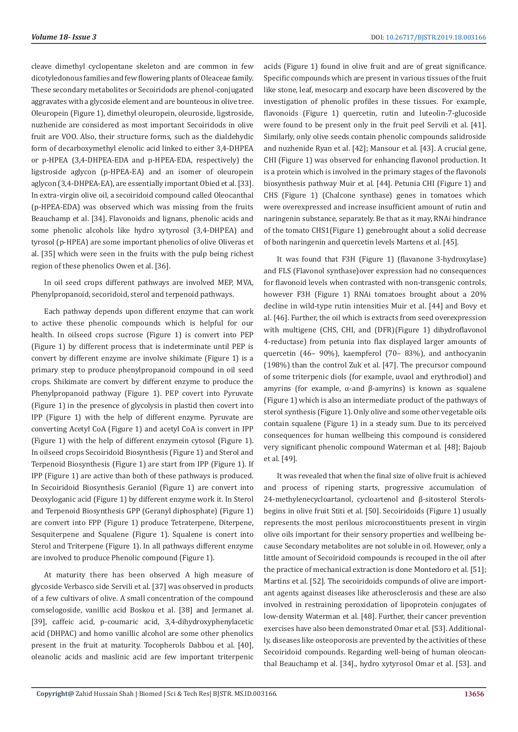cleave dimethyl cyclopentane skeleton and are common in few dicotyledonous families and few flowering plants of Oleaceae family. These secondary metabolites or Secoiridods are phenol-conjugated aggravates with a glycoside element and are bounteous in olive tree. Oleuropein (Figure 1), dimethyl oleuropein, oleuroside, ligstroside, nuzhenide are considered as most important Secoiridods in olive fruit are VOO. Also, their structure forms, such as the dialdehydic form of decarboxymethyl elenolic acid linked to either 3,4-DHPEA or p-HPEA (3,4-DHPEA-EDA and p-HPEA-EDA, respectively) the ligstroside aglycon (p-HPEA-EA) and an isomer of oleuropein aglycon (3,4-DHPEA-EA), are essentially important Obied et al. [33]. In extra-virgin olive oil, a secoiridoid compound called Oleocanthal (p-HPEA-EDA) was observed which was missing from the fruits Beauchamp et al. [34]. Flavonoids and lignans, phenolic acids and some phenolic alcohols like hydro xytyrosol (3,4-DHPEA) and tyrosol (p-HPEA) are some important phenolics of olive Oliveras et al. [35] which were seen in the fruits with the pulp being richest region of these phenolics Owen et al. [36].

In oil seed crops different pathways are involved MEP, MVA, Phenylpropanoid, secoridoid, sterol and terpenoid pathways.

Each pathway depends upon different enzyme that can work to active these phenolic compounds which is helpful for our health. In oilseed crops sucrose (Figure 1) is convert into PEP (Figure 1) by different process that is indeterminate until PEP is convert by different enzyme are involve shikimate (Figure 1) is a primary step to produce phenylpropanoid compound in oil seed crops. Shikimate are convert by different enzyme to produce the Phenylpropanoid pathway (Figure 1). PEP covert into Pyruvate (Figure 1) in the presence of glycolysis in plastid then covert into IPP (Figure 1) with the help of different enzyme. Pyruvate are converting Acetyl CoA (Figure 1) and acetyl CoA is convert in IPP (Figure 1) with the help of different enzymein cytosol (Figure 1). In oilseed crops Secoiridoid Biosynthesis (Figure 1) and Sterol and Terpenoid Biosynthesis (Figure 1) are start from IPP (Figure 1). If IPP (Figure 1) are active than both of these pathways is produced. In Secoiridoid Biosynthesis Geraniol (Figure 1) are convert into Deoxyloganic acid (Figure 1) by different enzyme work it. In Sterol and Terpenoid Biosynthesis GPP (Geranyl diphosphate) (Figure 1) are convert into FPP (Figure 1) produce Tetraterpene, Diterpene, Sesquiterpene and Squalene (Figure 1). Squalene is conert into Sterol and Triterpene (Figure 1). In all pathways different enzyme are involved to produce Phenolic compound (Figure 1).

At maturity there has been observed A high measure of glycoside Verbasco side Servili et al. [37] was observed in products of a few cultivars of olive. A small concentration of the compound comselogoside, vanillic acid Boskou et al. [38] and Jermanet al. [39], caffeic acid, p-coumaric acid, 3,4-dihydroxyphenylacetic acid (DHPAC) and homo vanillic alcohol are some other phenolics present in the fruit at maturity. Tocopherols Dabbou et al. [40], oleanolic acids and maslinic acid are few important triterpenic acids (Figure 1) found in olive fruit and are of great significance. Specific compounds which are present in various tissues of the fruit like stone, leaf, mesocarp and exocarp have been discovered by the investigation of phenolic profiles in these tissues. For example, flavonoids (Figure 1) quercetin, rutin and luteolin-7-glucoside were found to be present only in the fruit peel Servili et al. [41]. Similarly, only olive seeds contain phenolic compounds salidroside and nuzhenide Ryan et al. [42]; Mansour et al. [43]. A crucial gene, CHI (Figure 1) was observed for enhancing flavonol production. It is a protein which is involved in the primary stages of the flavonols biosynthesis pathway Muir et al. [44]. Petunia CHI (Figure 1) and CHS (Figure 1) (Chalcone synthase) genes in tomatoes which were overexpressed and increase insufficient amount of rutin and naringenin substance, separately. Be that as it may, RNAi hindrance of the tomato CHS1(Figure 1) genebrought about a solid decrease of both naringenin and quercetin levels Martens et al. [45].

It was found that F3H (Figure 1) (flavanone 3-hydroxylase) and FLS (Flavonol synthase)over expression had no consequences for flavonoid levels when contrasted with non-transgenic controls, however F3H (Figure 1) RNAi tomatoes brought about a 20% decline in wild-type rutin intensities Muir et al. [44] and Bovy et al. [46]. Further, the oil which is extracts from seed overexpression with multigene (CHS, CHI, and (DFR)(Figure 1) dihydroflavonol 4-reductase) from petunia into flax displayed larger amounts of quercetin (46– 90%), kaempferol (70– 83%), and anthocyanin (198%) than the control Zuk et al. [47]. The precursor compound of some triterpenic diols (for example, uvaol and erythrodiol) and amyrins (for example, α-and β-amyrins) is known as squalene (Figure 1) which is also an intermediate product of the pathways of sterol synthesis (Figure 1). Only olive and some other vegetable oils contain squalene (Figure 1) in a steady sum. Due to its perceived consequences for human wellbeing this compound is considered very significant phenolic compound Waterman et al. [48]; Bajoub et al. [49].

It was revealed that when the final size of olive fruit is achieved and process of ripening starts, progressive accumulation of 24-methylenecycloartanol, cycloartenol and β-sitosterol Sterols-begins in olive fruit Stiti et al. [50]. Secoiridoids (Figure 1) usually represents the most perilous microconstituents present in virgin olive oils important for their sensory properties and wellbeing because Secondary metabolites are not soluble in oil. However, only a little amount of Secoiridoid compounds is recouped in the oil after the practice of mechanical extraction is done Montedoro et al. [51]; Martins et al. [52]. The secoiridoids compunds of olive are important agents against diseases like atherosclerosis and these are also involved in restraining peroxidation of lipoprotein conjugates of low-density Waterman et al. [48]. Further, their cancer prevention exercises have also been demonstrated Omar et al. [53]. Additionally, diseases like osteoporosis are prevented by the activities of these Secoiridoid compounds. Regarding well-being of human oleocanthal Beauchamp et al. [34]., hydro xytyrosol Omar et al. [53]. and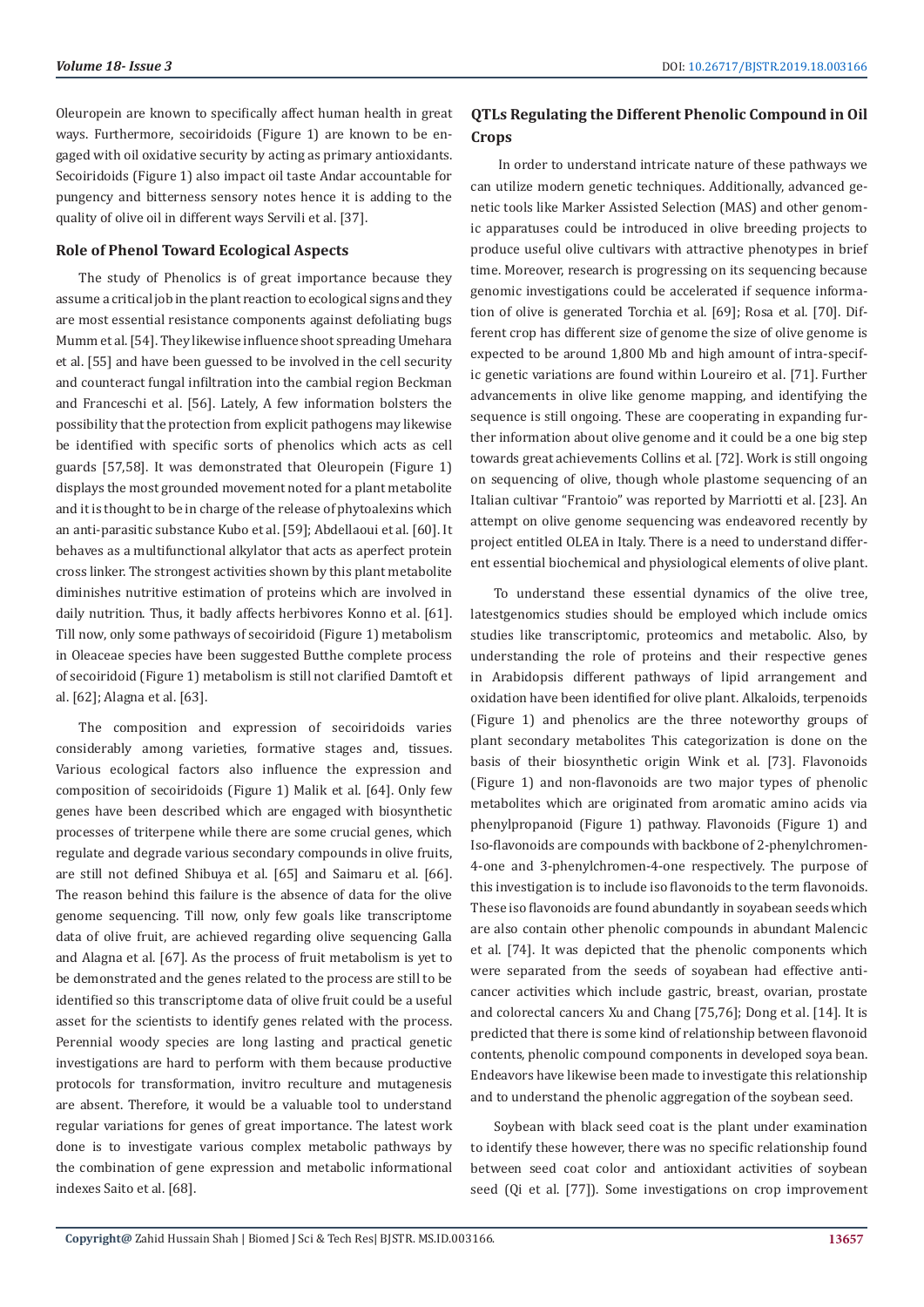Oleuropein are known to specifically affect human health in great ways. Furthermore, secoiridoids (Figure 1) are known to be engaged with oil oxidative security by acting as primary antioxidants. Secoiridoids (Figure 1) also impact oil taste Andar accountable for pungency and bitterness sensory notes hence it is adding to the quality of olive oil in different ways Servili et al. [37].

### Role of Phenol Toward Ecological Aspects

The study of Phenolics is of great importance because they assume a critical job in the plant reaction to ecological signs and they are most essential resistance components against defoliating bugs Mumm et al. [54]. They likewise influence shoot spreading Umehara et al. [55] and have been guessed to be involved in the cell security and counteract fungal infiltration into the cambial region Beckman and Franceschi et al. [56]. Lately, A few information bolsters the possibility that the protection from explicit pathogens may likewise be identified with specific sorts of phenolics which acts as cell guards [57,58]. It was demonstrated that Oleuropein (Figure 1) displays the most grounded movement noted for a plant metabolite and it is thought to be in charge of the release of phytoalexins which an anti-parasitic substance Kubo et al. [59]; Abdellaoui et al. [60]. It behaves as a multifunctional alkylator that acts as aperfect protein cross linker. The strongest activities shown by this plant metabolite diminishes nutritive estimation of proteins which are involved in daily nutrition. Thus, it badly affects herbivores Konno et al. [61]. Till now, only some pathways of secoiridoid (Figure 1) metabolism in Oleaceae species have been suggested Butthe complete process of secoiridoid (Figure 1) metabolism is still not clarified Damtoft et al. [62]; Alagna et al. [63].

The composition and expression of secoiridoids varies considerably among varieties, formative stages and, tissues. Various ecological factors also influence the expression and composition of secoiridoids (Figure 1) Malik et al. [64]. Only few genes have been described which are engaged with biosynthetic processes of triterpene while there are some crucial genes, which regulate and degrade various secondary compounds in olive fruits, are still not defined Shibuya et al. [65] and Saimaru et al. [66]. The reason behind this failure is the absence of data for the olive genome sequencing. Till now, only few goals like transcriptome data of olive fruit, are achieved regarding olive sequencing Galla and Alagna et al. [67]. As the process of fruit metabolism is yet to be demonstrated and the genes related to the process are still to be identified so this transcriptome data of olive fruit could be a useful asset for the scientists to identify genes related with the process. Perennial woody species are long lasting and practical genetic investigations are hard to perform with them because productive protocols for transformation, invitro reculture and mutagenesis are absent. Therefore, it would be a valuable tool to understand regular variations for genes of great importance. The latest work done is to investigate various complex metabolic pathways by the combination of gene expression and metabolic informational indexes Saito et al. [68].

### QTLs Regulating the Different Phenolic Compound in Oil Crops

In order to understand intricate nature of these pathways we can utilize modern genetic techniques. Additionally, advanced genetic tools like Marker Assisted Selection (MAS) and other genomic apparatuses could be introduced in olive breeding projects to produce useful olive cultivars with attractive phenotypes in brief time. Moreover, research is progressing on its sequencing because genomic investigations could be accelerated if sequence information of olive is generated Torchia et al. [69]; Rosa et al. [70]. Different crop has different size of genome the size of olive genome is expected to be around 1,800 Mb and high amount of intra-specific genetic variations are found within Loureiro et al. [71]. Further advancements in olive like genome mapping, and identifying the sequence is still ongoing. These are cooperating in expanding further information about olive genome and it could be a one big step towards great achievements Collins et al. [72]. Work is still ongoing on sequencing of olive, though whole plastome sequencing of an Italian cultivar "Frantoio" was reported by Marriotti et al. [23]. An attempt on olive genome sequencing was endeavored recently by project entitled OLEA in Italy. There is a need to understand different essential biochemical and physiological elements of olive plant.

To understand these essential dynamics of the olive tree, latestgenomics studies should be employed which include omics studies like transcriptomic, proteomics and metabolic. Also, by understanding the role of proteins and their respective genes in Arabidopsis different pathways of lipid arrangement and oxidation have been identified for olive plant. Alkaloids, terpenoids (Figure 1) and phenolics are the three noteworthy groups of plant secondary metabolites This categorization is done on the basis of their biosynthetic origin Wink et al. [73]. Flavonoids (Figure 1) and non-flavonoids are two major types of phenolic metabolites which are originated from aromatic amino acids via phenylpropanoid (Figure 1) pathway. Flavonoids (Figure 1) and Iso-flavonoids are compounds with backbone of 2-phenylchromen-4-one and 3-phenylchromen-4-one respectively. The purpose of this investigation is to include iso flavonoids to the term flavonoids. These iso flavonoids are found abundantly in soyabean seeds which are also contain other phenolic compounds in abundant Malencic et al. [74]. It was depicted that the phenolic components which were separated from the seeds of soyabean had effective anti-cancer activities which include gastric, breast, ovarian, prostate and colorectal cancers Xu and Chang [75,76]; Dong et al. [14]. It is predicted that there is some kind of relationship between flavonoid contents, phenolic compound components in developed soya bean. Endeavors have likewise been made to investigate this relationship and to understand the phenolic aggregation of the soybean seed.

Soybean with black seed coat is the plant under examination to identify these however, there was no specific relationship found between seed coat color and antioxidant activities of soybean seed (Qi et al. [77]). Some investigations on crop improvement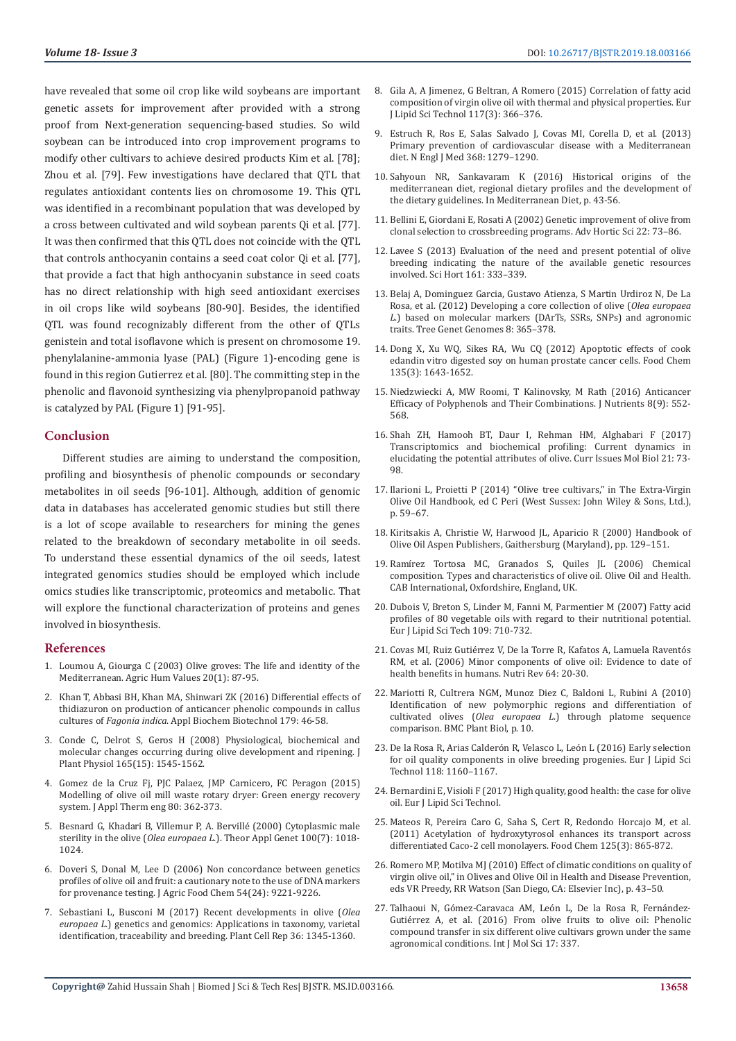have revealed that some oil crop like wild soybeans are important genetic assets for improvement after provided with a strong proof from Next-generation sequencing-based studies. So wild soybean can be introduced into crop improvement programs to modify other cultivars to achieve desired products Kim et al. [78]; Zhou et al. [79]. Few investigations have declared that QTL that regulates antioxidant contents lies on chromosome 19. This QTL was identified in a recombinant population that was developed by a cross between cultivated and wild soybean parents Qi et al. [77]. It was then confirmed that this QTL does not coincide with the QTL that controls anthocyanin contains a seed coat color Qi et al. [77], that provide a fact that high anthocyanin substance in seed coats has no direct relationship with high seed antioxidant exercises in oil crops like wild soybeans [80-90]. Besides, the identified QTL was found recognizably different from the other of QTLs genistein and total isoflavone which is present on chromosome 19. phenylalanine-ammonia lyase (PAL) (Figure 1)-encoding gene is found in this region Gutierrez et al. [80]. The committing step in the phenolic and flavonoid synthesizing via phenylpropanoid pathway is catalyzed by PAL (Figure 1) [91-95].

## Conclusion

Different studies are aiming to understand the composition, profiling and biosynthesis of phenolic compounds or secondary metabolites in oil seeds [96-101]. Although, addition of genomic data in databases has accelerated genomic studies but still there is a lot of scope available to researchers for mining the genes related to the breakdown of secondary metabolite in oil seeds. To understand these essential dynamics of the oil seeds, latest integrated genomics studies should be employed which include omics studies like transcriptomic, proteomics and metabolic. That will explore the functional characterization of proteins and genes involved in biosynthesis.

## References

1. Loumou A, Giourga C (2003) Olive groves: The life and identity of the Mediterranean. Agric Hum Values 20(1): 87-95.
2. Khan T, Abbasi BH, Khan MA, Shinwari ZK (2016) Differential effects of thidiazuron on production of anticancer phenolic compounds in callus cultures of *Fagonia indica*. Appl Biochem Biotechnol 179: 46-58.
3. Conde C, Delrot S, Geros H (2008) Physiological, biochemical and molecular changes occurring during olive development and ripening. J Plant Physiol 165(15): 1545-1562.
4. Gomez de la Cruz Fj, PJC Palaez, JMP Carnicero, FC Peragon (2015) Modelling of olive oil mill waste rotary dryer: Green energy recovery system. J Appl Therm eng 80: 362-373.
5. Besnard G, Khadari B, Villemur P, A. Bervillé (2000) Cytoplasmic male sterility in the olive (*Olea europaea L.*). Theor Appl Genet 100(7): 1018-1024.
6. Doveri S, Donal M, Lee D (2006) Non concordance between genetics profiles of olive oil and fruit: a cautionary note to the use of DNA markers for provenance testing. J Agric Food Chem 54(24): 9221-9226.
7. Sebastiani L, Busconi M (2017) Recent developments in olive (*Olea europaea L.*) genetics and genomics: Applications in taxonomy, varietal identification, traceability and breeding. Plant Cell Rep 36: 1345-1360.
8. Gila A, A Jimenez, G Beltran, A Romero (2015) Correlation of fatty acid composition of virgin olive oil with thermal and physical properties. Eur J Lipid Sci Technol 117(3): 366–376.
9. Estruch R, Ros E, Salas Salvado J, Covas MI, Corella D, et al. (2013) Primary prevention of cardiovascular disease with a Mediterranean diet. N Engl J Med 368: 1279–1290.
10. Sahyoun NR, Sankavaram K (2016) Historical origins of the mediterranean diet, regional dietary profiles and the development of the dietary guidelines. In Mediterranean Diet, p. 43-56.
11. Bellini E, Giordani E, Rosati A (2002) Genetic improvement of olive from clonal selection to crossbreeding programs. Adv Hortic Sci 22: 73–86.
12. Lavee S (2013) Evaluation of the need and present potential of olive breeding indicating the nature of the available genetic resources involved. Sci Hort 161: 333–339.
13. Belaj A, Dominguez Garcia, Gustavo Atienza, S Martin Urdiroz N, De La Rosa, et al. (2012) Developing a core collection of olive (*Olea europaea L.*) based on molecular markers (DArTs, SSRs, SNPs) and agronomic traits. Tree Genet Genomes 8: 365–378.
14. Dong X, Xu WQ, Sikes RA, Wu CQ (2012) Apoptotic effects of cook edandin vitro digested soy on human prostate cancer cells. Food Chem 135(3): 1643-1652.
15. Niedzwiecki A, MW Roomi, T Kalinovsky, M Rath (2016) Anticancer Efficacy of Polyphenols and Their Combinations. J Nutrients 8(9): 552-568.
16. Shah ZH, Hamooh BT, Daur I, Rehman HM, Alghabari F (2017) Transcriptomics and biochemical profiling: Current dynamics in elucidating the potential attributes of olive. Curr Issues Mol Biol 21: 73-98.
17. Ilarioni L, Proietti P (2014) "Olive tree cultivars," in The Extra-Virgin Olive Oil Handbook, ed C Peri (West Sussex: John Wiley & Sons, Ltd.), p. 59–67.
18. Kiritsakis A, Christie W, Harwood JL, Aparicio R (2000) Handbook of Olive Oil Aspen Publishers, Gaithersburg (Maryland), pp. 129–151.
19. Ramírez Tortosa MC, Granados S, Quiles JL (2006) Chemical composition. Types and characteristics of olive oil. Olive Oil and Health. CAB International, Oxfordshire, England, UK.
20. Dubois V, Breton S, Linder M, Fanni M, Parmentier M (2007) Fatty acid profiles of 80 vegetable oils with regard to their nutritional potential. Eur J Lipid Sci Tech 109: 710-732.
21. Covas MI, Ruiz Gutiérrez V, De la Torre R, Kafatos A, Lamuela Raventós RM, et al. (2006) Minor components of olive oil: Evidence to date of health benefits in humans. Nutri Rev 64: 20-30.
22. Mariotti R, Cultrera NGM, Munoz Diez C, Baldoni L, Rubini A (2010) Identification of new polymorphic regions and differentiation of cultivated olives (*Olea europaea L.*) through platome sequence comparison. BMC Plant Biol, p. 10.
23. De la Rosa R, Arias Calderón R, Velasco L, León L (2016) Early selection for oil quality components in olive breeding progenies. Eur J Lipid Sci Technol 118: 1160–1167.
24. Bernardini E, Visioli F (2017) High quality, good health: the case for olive oil. Eur J Lipid Sci Technol.
25. Mateos R, Pereira Caro G, Saha S, Cert R, Redondo Horcajo M, et al. (2011) Acetylation of hydroxytyrosol enhances its transport across differentiated Caco-2 cell monolayers. Food Chem 125(3): 865-872.
26. Romero MP, Motilva MJ (2010) Effect of climatic conditions on quality of virgin olive oil," in Olives and Olive Oil in Health and Disease Prevention, eds VR Preedy, RR Watson (San Diego, CA: Elsevier Inc), p. 43–50.
27. Talhaoui N, Gómez-Caravaca AM, León L, De la Rosa R, Fernández-Gutiérrez A, et al. (2016) From olive fruits to olive oil: Phenolic compound transfer in six different olive cultivars grown under the same agronomical conditions. Int J Mol Sci 17: 337.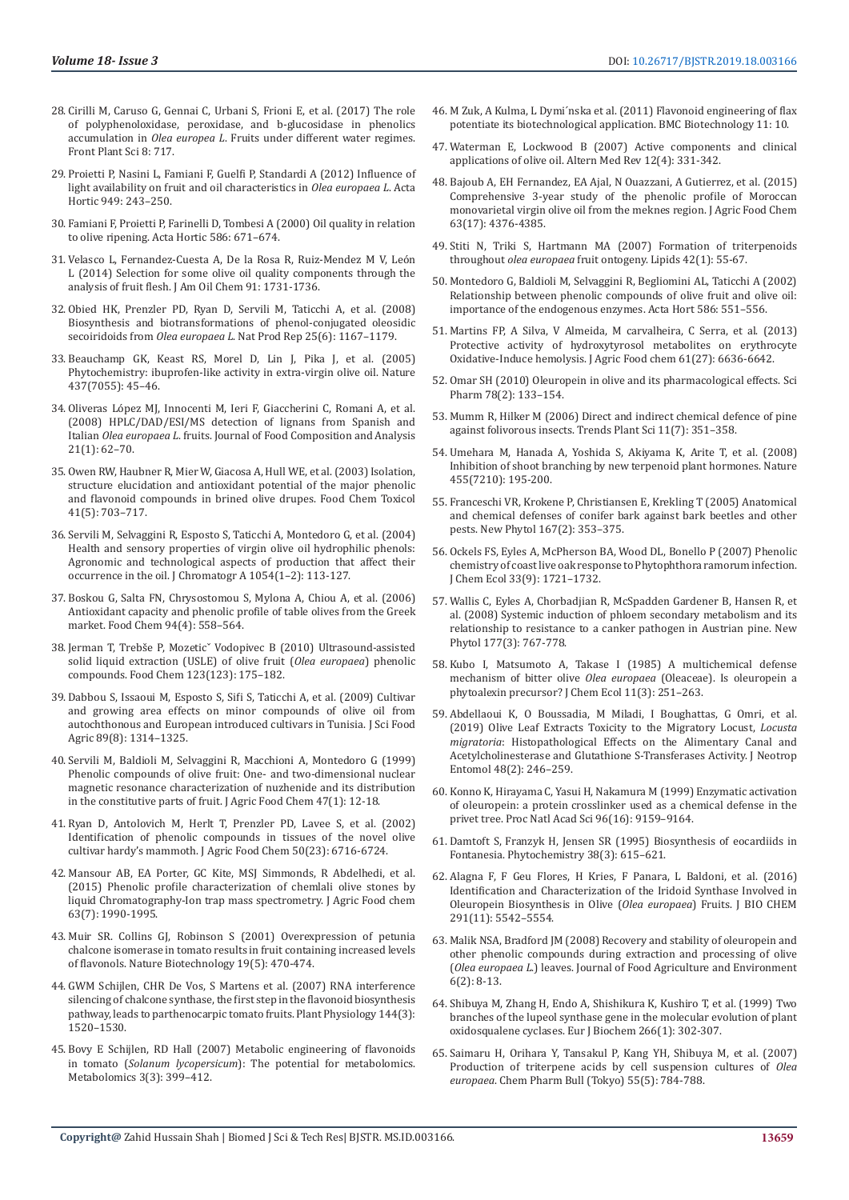28. Cirilli M, Caruso G, Gennai C, Urbani S, Frioni E, et al. (2017) The role of polyphenoloxidase, peroxidase, and b-glucosidase in phenolics accumulation in *Olea europea L*. Fruits under different water regimes. Front Plant Sci 8: 717.

29. Proietti P, Nasini L, Famiani F, Guelfi P, Standardi A (2012) Influence of light availability on fruit and oil characteristics in *Olea europaea L*. Acta Hortic 949: 243–250.

30. Famiani F, Proietti P, Farinelli D, Tombesi A (2000) Oil quality in relation to olive ripening. Acta Hortic 586: 671–674.

31. Velasco L, Fernandez-Cuesta A, De la Rosa R, Ruiz-Mendez M V, León L (2014) Selection for some olive oil quality components through the analysis of fruit flesh. J Am Oil Chem 91: 1731-1736.

32. Obied HK, Prenzler PD, Ryan D, Servili M, Taticchi A, et al. (2008) Biosynthesis and biotransformations of phenol-conjugated oleosidic secoiridoids from *Olea europaea L*. Nat Prod Rep 25(6): 1167–1179.

33. Beauchamp GK, Keast RS, Morel D, Lin J, Pika J, et al. (2005) Phytochemistry: ibuprofen-like activity in extra-virgin olive oil. Nature 437(7055): 45–46.

34. Oliveras López MJ, Innocenti M, Ieri F, Giaccherini C, Romani A, et al. (2008) HPLC/DAD/ESI/MS detection of lignans from Spanish and Italian *Olea europaea L*. fruits. Journal of Food Composition and Analysis 21(1): 62–70.

35. Owen RW, Haubner R, Mier W, Giacosa A, Hull WE, et al. (2003) Isolation, structure elucidation and antioxidant potential of the major phenolic and flavonoid compounds in brined olive drupes. Food Chem Toxicol 41(5): 703–717.

36. Servili M, Selvaggini R, Esposto S, Taticchi A, Montedoro G, et al. (2004) Health and sensory properties of virgin olive oil hydrophilic phenols: Agronomic and technological aspects of production that affect their occurrence in the oil. J Chromatogr A 1054(1–2): 113-127.

37. Boskou G, Salta FN, Chrysostomou S, Mylona A, Chiou A, et al. (2006) Antioxidant capacity and phenolic profile of table olives from the Greek market. Food Chem 94(4): 558–564.

38. Jerman T, Trebše P, Mozetic̆ Vodopivec B (2010) Ultrasound-assisted solid liquid extraction (USLE) of olive fruit (*Olea europaea*) phenolic compounds. Food Chem 123(123): 175–182.

39. Dabbou S, Issaoui M, Esposto S, Sifi S, Taticchi A, et al. (2009) Cultivar and growing area effects on minor compounds of olive oil from autochthonous and European introduced cultivars in Tunisia. J Sci Food Agric 89(8): 1314–1325.

40. Servili M, Baldioli M, Selvaggini R, Macchioni A, Montedoro G (1999) Phenolic compounds of olive fruit: One- and two-dimensional nuclear magnetic resonance characterization of nuzhenide and its distribution in the constitutive parts of fruit. J Agric Food Chem 47(1): 12-18.

41. Ryan D, Antolovich M, Herlt T, Prenzler PD, Lavee S, et al. (2002) Identification of phenolic compounds in tissues of the novel olive cultivar hardy's mammoth. J Agric Food Chem 50(23): 6716-6724.

42. Mansour AB, EA Porter, GC Kite, MSJ Simmonds, R Abdelhedi, et al. (2015) Phenolic profile characterization of chemlali olive stones by liquid Chromatography-Ion trap mass spectrometry. J Agric Food chem 63(7): 1990-1995.

43. Muir SR. Collins GJ, Robinson S (2001) Overexpression of petunia chalcone isomerase in tomato results in fruit containing increased levels of flavonols. Nature Biotechnology 19(5): 470-474.

44. GWM Schijlen, CHR De Vos, S Martens et al. (2007) RNA interference silencing of chalcone synthase, the first step in the flavonoid biosynthesis pathway, leads to parthenocarpic tomato fruits. Plant Physiology 144(3): 1520–1530.

45. Bovy E Schijlen, RD Hall (2007) Metabolic engineering of flavonoids in tomato (*Solanum lycopersicum*): The potential for metabolomics. Metabolomics 3(3): 399–412.

46. M Zuk, A Kulma, L Dymi´nska et al. (2011) Flavonoid engineering of flax potentiate its biotechnological application. BMC Biotechnology 11: 10.

47. Waterman E, Lockwood B (2007) Active components and clinical applications of olive oil. Altern Med Rev 12(4): 331-342.

48. Bajoub A, EH Fernandez, EA Ajal, N Ouazzani, A Gutierrez, et al. (2015) Comprehensive 3-year study of the phenolic profile of Moroccan monovarietal virgin olive oil from the meknes region. J Agric Food Chem 63(17): 4376-4385.

49. Stiti N, Triki S, Hartmann MA (2007) Formation of triterpenoids throughout *olea europaea* fruit ontogeny. Lipids 42(1): 55-67.

50. Montedoro G, Baldioli M, Selvaggini R, Begliomini AL, Taticchi A (2002) Relationship between phenolic compounds of olive fruit and olive oil: importance of the endogenous enzymes. Acta Hort 586: 551–556.

51. Martins FP, A Silva, V Almeida, M carvalheira, C Serra, et al. (2013) Protective activity of hydroxytyrosol metabolites on erythrocyte Oxidative-Induce hemolysis. J Agric Food chem 61(27): 6636-6642.

52. Omar SH (2010) Oleuropein in olive and its pharmacological effects. Sci Pharm 78(2): 133–154.

53. Mumm R, Hilker M (2006) Direct and indirect chemical defence of pine against folivorous insects. Trends Plant Sci 11(7): 351–358.

54. Umehara M, Hanada A, Yoshida S, Akiyama K, Arite T, et al. (2008) Inhibition of shoot branching by new terpenoid plant hormones. Nature 455(7210): 195-200.

55. Franceschi VR, Krokene P, Christiansen E, Krekling T (2005) Anatomical and chemical defenses of conifer bark against bark beetles and other pests. New Phytol 167(2): 353–375.

56. Ockels FS, Eyles A, McPherson BA, Wood DL, Bonello P (2007) Phenolic chemistry of coast live oak response to Phytophthora ramorum infection. J Chem Ecol 33(9): 1721–1732.

57. Wallis C, Eyles A, Chorbadjian R, McSpadden Gardener B, Hansen R, et al. (2008) Systemic induction of phloem secondary metabolism and its relationship to resistance to a canker pathogen in Austrian pine. New Phytol 177(3): 767-778.

58. Kubo I, Matsumoto A, Takase I (1985) A multichemical defense mechanism of bitter olive *Olea europaea* (Oleaceae). Is oleuropein a phytoalexin precursor? J Chem Ecol 11(3): 251–263.

59. Abdellaoui K, O Boussadia, M Miladi, I Boughattas, G Omri, et al. (2019) Olive Leaf Extracts Toxicity to the Migratory Locust, *Locusta migratoria*: Histopathological Effects on the Alimentary Canal and Acetylcholinesterase and Glutathione S-Transferases Activity. J Neotrop Entomol 48(2): 246–259.

60. Konno K, Hirayama C, Yasui H, Nakamura M (1999) Enzymatic activation of oleuropein: a protein crosslinker used as a chemical defense in the privet tree. Proc Natl Acad Sci 96(16): 9159–9164.

61. Damtoft S, Franzyk H, Jensen SR (1995) Biosynthesis of eocardiids in Fontensia. Phytochemistry 38(3): 615–621.

62. Alagna F, F Geu Flores, H Kries, F Panara, L Baldoni, et al. (2016) Identification and Characterization of the Iridoid Synthase Involved in Oleuropein Biosynthesis in Olive (*Olea europaea*) Fruits. J BIO CHEM 291(11): 5542–5554.

63. Malik NSA, Bradford JM (2008) Recovery and stability of oleuropein and other phenolic compounds during extraction and processing of olive (*Olea europaea L*.) leaves. Journal of Food Agriculture and Environment 6(2): 8-13.

64. Shibuya M, Zhang H, Endo A, Shishikura K, Kushiro T, et al. (1999) Two branches of the lupeol synthase gene in the molecular evolution of plant oxidosqualene cyclases. Eur J Biochem 266(1): 302-307.

65. Saimaru H, Orihara Y, Tansakul P, Kang YH, Shibuya M, et al. (2007) Production of triterpene acids by cell suspension cultures of *Olea europaea*. Chem Pharm Bull (Tokyo) 55(5): 784-788.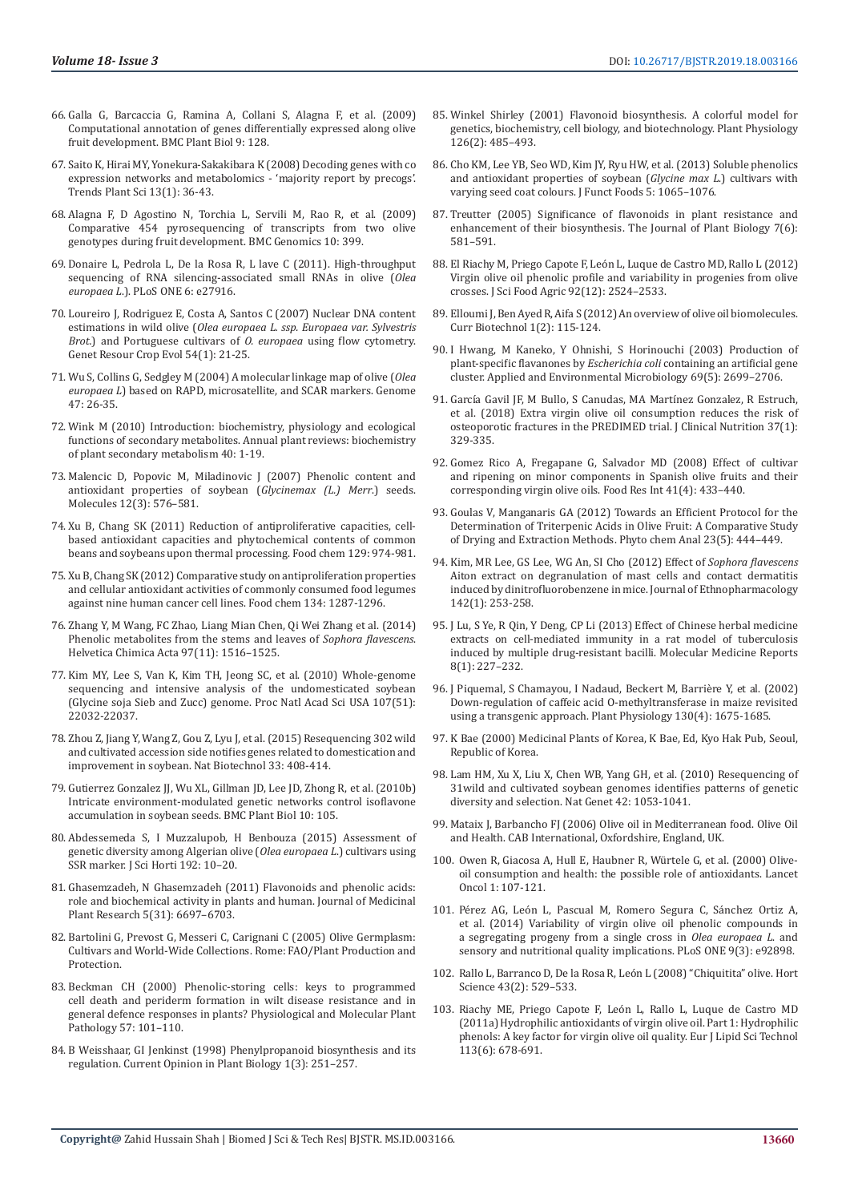66. Galla G, Barcaccia G, Ramina A, Collani S, Alagna F, et al. (2009) Computational annotation of genes differentially expressed along olive fruit development. BMC Plant Biol 9: 128.

67. Saito K, Hirai MY, Yonekura-Sakakibara K (2008) Decoding genes with co expression networks and metabolomics - 'majority report by precogs'. Trends Plant Sci 13(1): 36-43.

68. Alagna F, D Agostino N, Torchia L, Servili M, Rao R, et al. (2009) Comparative 454 pyrosequencing of transcripts from two olive genotypes during fruit development. BMC Genomics 10: 399.

69. Donaire L, Pedrola L, De la Rosa R, L lave C (2011). High-throughput sequencing of RNA silencing-associated small RNAs in olive (*Olea europaea L.*). PLoS ONE 6: e27916.

70. Loureiro J, Rodriguez E, Costa A, Santos C (2007) Nuclear DNA content estimations in wild olive (*Olea europaea L. ssp. Europaea var. Sylvestris Brot*.) and Portuguese cultivars of *O. europaea* using flow cytometry. Genet Resour Crop Evol 54(1): 21-25.

71. Wu S, Collins G, Sedgley M (2004) A molecular linkage map of olive (*Olea europaea L*) based on RAPD, microsatellite, and SCAR markers. Genome 47: 26-35.

72. Wink M (2010) Introduction: biochemistry, physiology and ecological functions of secondary metabolites. Annual plant reviews: biochemistry of plant secondary metabolism 40: 1-19.

73. Malencic D, Popovic M, Miladinovic J (2007) Phenolic content and antioxidant properties of soybean (*Glycinemax (L.) Merr.*) seeds. Molecules 12(3): 576–581.

74. Xu B, Chang SK (2011) Reduction of antiproliferative capacities, cell-based antioxidant capacities and phytochemical contents of common beans and soybeans upon thermal processing. Food chem 129: 974-981.

75. Xu B, Chang SK (2012) Comparative study on antiproliferation properties and cellular antioxidant activities of commonly consumed food legumes against nine human cancer cell lines. Food chem 134: 1287-1296.

76. Zhang Y, M Wang, FC Zhao, Liang Mian Chen, Qi Wei Zhang et al. (2014) Phenolic metabolites from the stems and leaves of *Sophora flavescens*. Helvetica Chimica Acta 97(11): 1516–1525.

77. Kim MY, Lee S, Van K, Kim TH, Jeong SC, et al. (2010) Whole-genome sequencing and intensive analysis of the undomesticated soybean (Glycine soja Sieb and Zucc) genome. Proc Natl Acad Sci USA 107(51): 22032-22037.

78. Zhou Z, Jiang Y, Wang Z, Gou Z, Lyu J, et al. (2015) Resequencing 302 wild and cultivated accession side notifies genes related to domestication and improvement in soybean. Nat Biotechnol 33: 408-414.

79. Gutierrez Gonzalez JJ, Wu XL, Gillman JD, Lee JD, Zhong R, et al. (2010b) Intricate environment-modulated genetic networks control isoflavone accumulation in soybean seeds. BMC Plant Biol 10: 105.

80. Abdessemeda S, I Muzzalupob, H Benbouza (2015) Assessment of genetic diversity among Algerian olive (*Olea europaea L.*) cultivars using SSR marker. J Sci Horti 192: 10–20.

81. Ghasemzadeh, N Ghasemzadeh (2011) Flavonoids and phenolic acids: role and biochemical activity in plants and human. Journal of Medicinal Plant Research 5(31): 6697–6703.

82. Bartolini G, Prevost G, Messeri C, Carignani C (2005) Olive Germplasm: Cultivars and World-Wide Collections. Rome: FAO/Plant Production and Protection.

83. Beckman CH (2000) Phenolic-storing cells: keys to programmed cell death and periderm formation in wilt disease resistance and in general defence responses in plants? Physiological and Molecular Plant Pathology 57: 101–110.

84. B Weisshaar, GI Jenkinst (1998) Phenylpropanoid biosynthesis and its regulation. Current Opinion in Plant Biology 1(3): 251–257.

85. Winkel Shirley (2001) Flavonoid biosynthesis. A colorful model for genetics, biochemistry, cell biology, and biotechnology. Plant Physiology 126(2): 485–493.

86. Cho KM, Lee YB, Seo WD, Kim JY, Ryu HW, et al. (2013) Soluble phenolics and antioxidant properties of soybean (*Glycine max L.*) cultivars with varying seed coat colours. J Funct Foods 5: 1065–1076.

87. Treutter (2005) Significance of flavonoids in plant resistance and enhancement of their biosynthesis. The Journal of Plant Biology 7(6): 581–591.

88. El Riachy M, Priego Capote F, León L, Luque de Castro MD, Rallo L (2012) Virgin olive oil phenolic profile and variability in progenies from olive crosses. J Sci Food Agric 92(12): 2524–2533.

89. Elloumi J, Ben Ayed R, Aifa S (2012) An overview of olive oil biomolecules. Curr Biotechnol 1(2): 115-124.

90. I Hwang, M Kaneko, Y Ohnishi, S Horinouchi (2003) Production of plant-specific flavanones by *Escherichia coli* containing an artificial gene cluster. Applied and Environmental Microbiology 69(5): 2699–2706.

91. García Gavil JF, M Bullo, S Canudas, MA Martínez Gonzalez, R Estruch, et al. (2018) Extra virgin olive oil consumption reduces the risk of osteoporotic fractures in the PREDIMED trial. J Clinical Nutrition 37(1): 329-335.

92. Gomez Rico A, Fregapane G, Salvador MD (2008) Effect of cultivar and ripening on minor components in Spanish olive fruits and their corresponding virgin olive oils. Food Res Int 41(4): 433–440.

93. Goulas V, Manganaris GA (2012) Towards an Efficient Protocol for the Determination of Triterpenic Acids in Olive Fruit: A Comparative Study of Drying and Extraction Methods. Phyto chem Anal 23(5): 444–449.

94. Kim, MR Lee, GS Lee, WG An, SI Cho (2012) Effect of *Sophora flavescens* Aiton extract on degranulation of mast cells and contact dermatitis induced by dinitrofluorobenzene in mice. Journal of Ethnopharmacology 142(1): 253-258.

95. J Lu, S Ye, R Qin, Y Deng, CP Li (2013) Effect of Chinese herbal medicine extracts on cell-mediated immunity in a rat model of tuberculosis induced by multiple drug-resistant bacilli. Molecular Medicine Reports 8(1): 227–232.

96. J Piquemal, S Chamayou, I Nadaud, Beckert M, Barrière Y, et al. (2002) Down-regulation of caffeic acid O-methyltransferase in maize revisited using a transgenic approach. Plant Physiology 130(4): 1675-1685.

97. K Bae (2000) Medicinal Plants of Korea, K Bae, Ed, Kyo Hak Pub, Seoul, Republic of Korea.

98. Lam HM, Xu X, Liu X, Chen WB, Yang GH, et al. (2010) Resequencing of 31wild and cultivated soybean genomes identifies patterns of genetic diversity and selection. Nat Genet 42: 1053-1041.

99. Mataix J, Barbancho FJ (2006) Olive oil in Mediterranean food. Olive Oil and Health. CAB International, Oxfordshire, England, UK.

100. Owen R, Giacosa A, Hull E, Haubner R, Würtele G, et al. (2000) Olive-oil consumption and health: the possible role of antioxidants. Lancet Oncol 1: 107-121.

101. Pérez AG, León L, Pascual M, Romero Segura C, Sánchez Ortiz A, et al. (2014) Variability of virgin olive oil phenolic compounds in a segregating progeny from a single cross in *Olea europaea L.* and sensory and nutritional quality implications. PLoS ONE 9(3): e92898.

102. Rallo L, Barranco D, De la Rosa R, León L (2008) "Chiquitita" olive. Hort Science 43(2): 529–533.

103. Riachy ME, Priego Capote F, León L, Rallo L, Luque de Castro MD (2011a) Hydrophilic antioxidants of virgin olive oil. Part 1: Hydrophilic phenols: A key factor for virgin olive oil quality. Eur J Lipid Sci Technol 113(6): 678-691.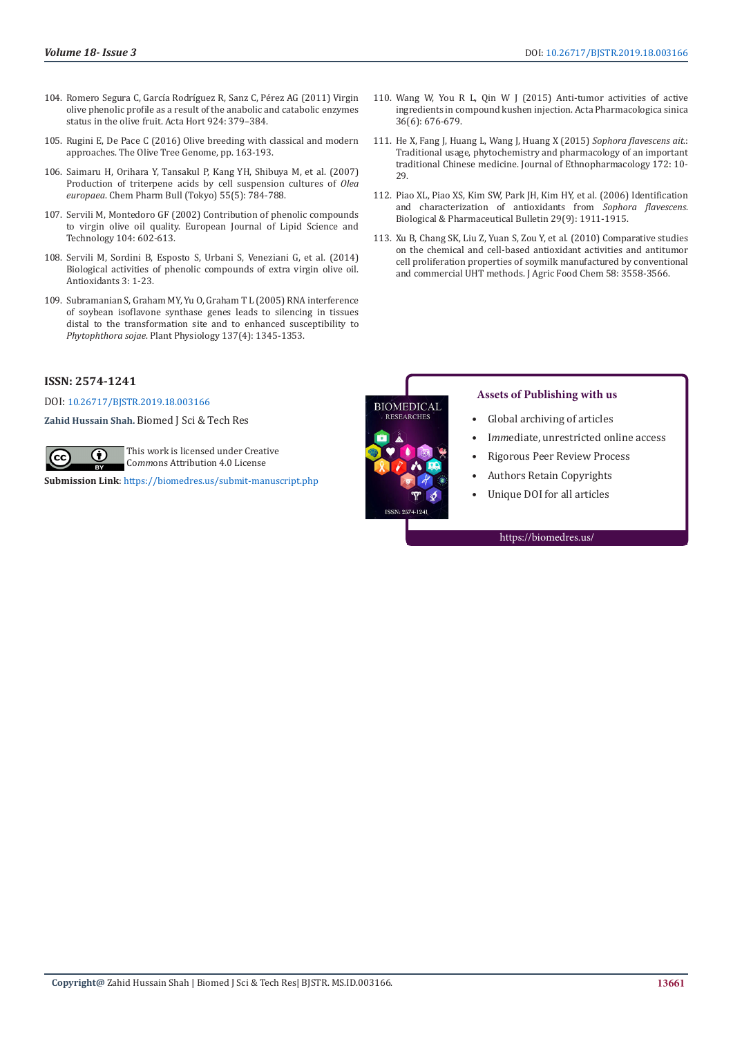104. Romero Segura C, García Rodríguez R, Sanz C, Pérez AG (2011) Virgin olive phenolic profile as a result of the anabolic and catabolic enzymes status in the olive fruit. Acta Hort 924: 379–384.

105. Rugini E, De Pace C (2016) Olive breeding with classical and modern approaches. The Olive Tree Genome, pp. 163-193.

106. Saimaru H, Orihara Y, Tansakul P, Kang YH, Shibuya M, et al. (2007) Production of triterpene acids by cell suspension cultures of *Olea europaea*. Chem Pharm Bull (Tokyo) 55(5): 784-788.

107. Servili M, Montedoro GF (2002) Contribution of phenolic compounds to virgin olive oil quality. European Journal of Lipid Science and Technology 104: 602-613.

108. Servili M, Sordini B, Esposto S, Urbani S, Veneziani G, et al. (2014) Biological activities of phenolic compounds of extra virgin olive oil. Antioxidants 3: 1-23.

109. Subramanian S, Graham MY, Yu O, Graham T L (2005) RNA interference of soybean isoflavone synthase genes leads to silencing in tissues distal to the transformation site and to enhanced susceptibility to *Phytophthora sojae*. Plant Physiology 137(4): 1345-1353.

110. Wang W, You R L, Qin W J (2015) Anti-tumor activities of active ingredients in compound kushen injection. Acta Pharmacologica sinica 36(6): 676-679.

111. He X, Fang J, Huang L, Wang J, Huang X (2015) *Sophora flavescens ait.*: Traditional usage, phytochemistry and pharmacology of an important traditional Chinese medicine. Journal of Ethnopharmacology 172: 10-29.

112. Piao XL, Piao XS, Kim SW, Park JH, Kim HY, et al. (2006) Identification and characterization of antioxidants from *Sophora flavescens*. Biological & Pharmaceutical Bulletin 29(9): 1911-1915.

113. Xu B, Chang SK, Liu Z, Yuan S, Zou Y, et al. (2010) Comparative studies on the chemical and cell-based antioxidant activities and antitumor cell proliferation properties of soymilk manufactured by conventional and commercial UHT methods. J Agric Food Chem 58: 3558-3566.

**ISSN: 2574-1241**

DOI: 10.26717/BJSTR.2019.18.003166

**Zahid Hussain Shah.** Biomed J Sci & Tech Res

This work is licensed under Creative Commons Attribution 4.0 License

**Submission Link**: https://biomedres.us/submit-manuscript.php

**Assets of Publishing with us**

- Global archiving of articles
- Immediate, unrestricted online access
- Rigorous Peer Review Process
- Authors Retain Copyrights
- Unique DOI for all articles

https://biomedres.us/